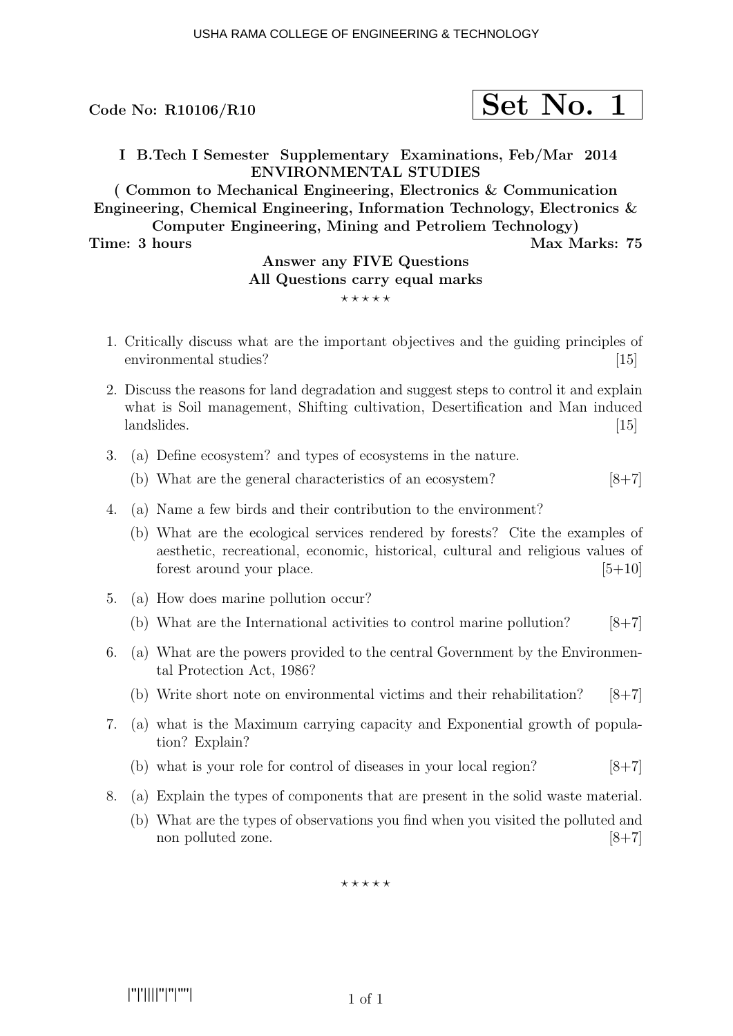Code No: R10106/R10

**Set No. 1**

## I B.Tech I Semester Supplementary Examinations, Feb/Mar 2014
## ENVIRONMENTAL STUDIES

**( Common to Mechanical Engineering, Electronics & Communication Engineering, Chemical Engineering, Information Technology, Electronics & Computer Engineering, Mining and Petroliem Technology)**

**Time: 3 hours** **Max Marks: 75**

**Answer any FIVE Questions**
**All Questions carry equal marks**

⋆ ⋆ ⋆ ⋆ ⋆

1. Critically discuss what are the important objectives and the guiding principles of environmental studies? [15]

2. Discuss the reasons for land degradation and suggest steps to control it and explain what is Soil management, Shifting cultivation, Desertification and Man induced landslides. [15]

3. (a) Define ecosystem? and types of ecosystems in the nature.
   (b) What are the general characteristics of an ecosystem? [8+7]

4. (a) Name a few birds and their contribution to the environment?
   (b) What are the ecological services rendered by forests? Cite the examples of aesthetic, recreational, economic, historical, cultural and religious values of forest around your place. [5+10]

5. (a) How does marine pollution occur?
   (b) What are the International activities to control marine pollution? [8+7]

6. (a) What are the powers provided to the central Government by the Environmental Protection Act, 1986?
   (b) Write short note on environmental victims and their rehabilitation? [8+7]

7. (a) what is the Maximum carrying capacity and Exponential growth of population? Explain?
   (b) what is your role for control of diseases in your local region? [8+7]

8. (a) Explain the types of components that are present in the solid waste material.
   (b) What are the types of observations you find when you visited the polluted and non polluted zone. [8+7]

⋆ ⋆ ⋆ ⋆ ⋆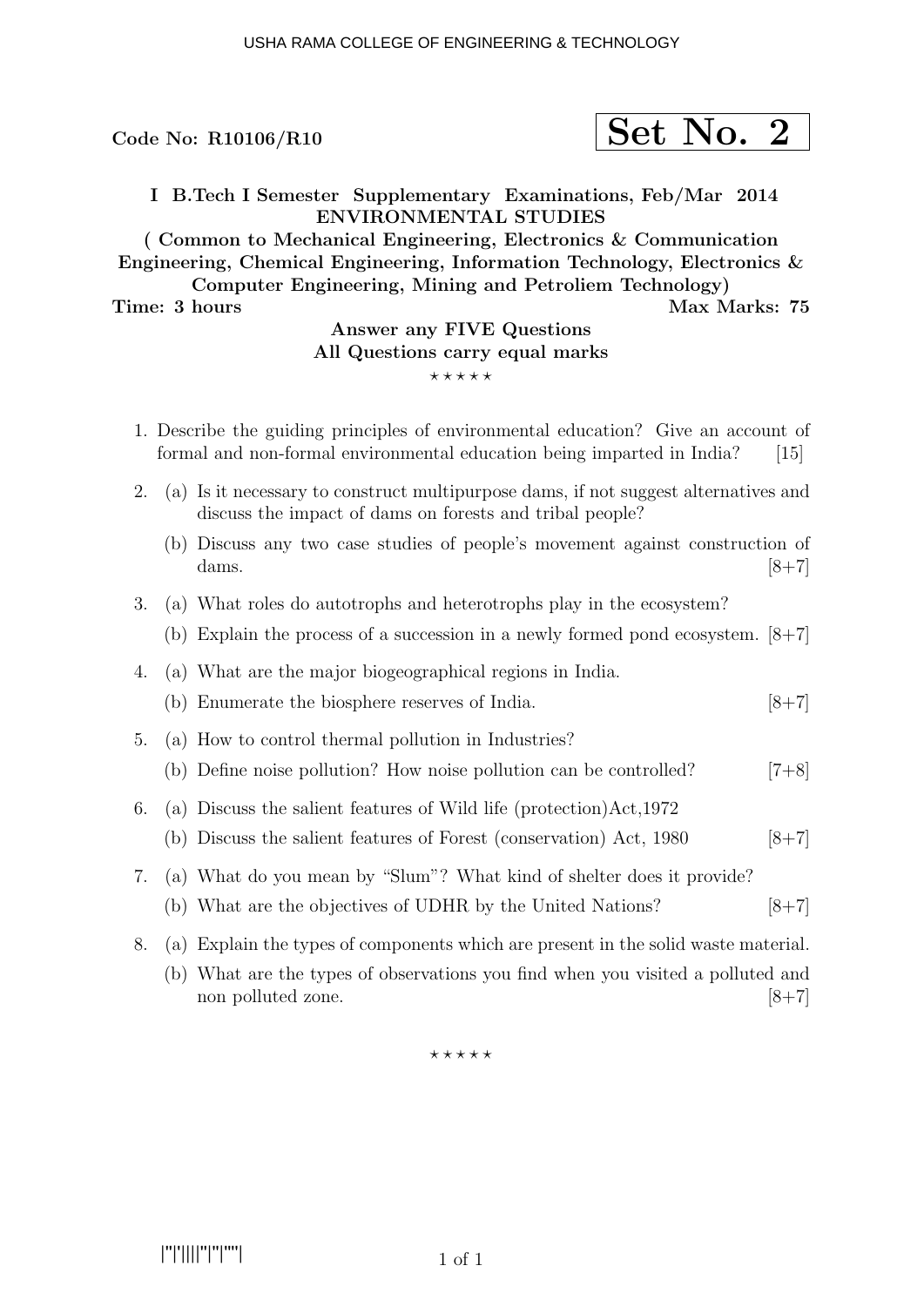Code No: R10106/R10

**Set No. 2**

**I B.Tech I Semester Supplementary Examinations, Feb/Mar 2014**
**ENVIRONMENTAL STUDIES**
**( Common to Mechanical Engineering, Electronics & Communication Engineering, Chemical Engineering, Information Technology, Electronics & Computer Engineering, Mining and Petroliem Technology)**

**Time: 3 hours** | **Max Marks: 75**

**Answer any FIVE Questions**
**All Questions carry equal marks**

⋆ ⋆ ⋆ ⋆ ⋆

1. Describe the guiding principles of environmental education? Give an account of formal and non-formal environmental education being imparted in India? [15]

2. (a) Is it necessary to construct multipurpose dams, if not suggest alternatives and discuss the impact of dams on forests and tribal people?
   (b) Discuss any two case studies of people's movement against construction of dams. [8+7]

3. (a) What roles do autotrophs and heterotrophs play in the ecosystem?
   (b) Explain the process of a succession in a newly formed pond ecosystem. [8+7]

4. (a) What are the major biogeographical regions in India.
   (b) Enumerate the biosphere reserves of India. [8+7]

5. (a) How to control thermal pollution in Industries?
   (b) Define noise pollution? How noise pollution can be controlled? [7+8]

6. (a) Discuss the salient features of Wild life (protection)Act,1972
   (b) Discuss the salient features of Forest (conservation) Act, 1980 [8+7]

7. (a) What do you mean by "Slum"? What kind of shelter does it provide?
   (b) What are the objectives of UDHR by the United Nations? [8+7]

8. (a) Explain the types of components which are present in the solid waste material.
   (b) What are the types of observations you find when you visited a polluted and non polluted zone. [8+7]

⋆ ⋆ ⋆ ⋆ ⋆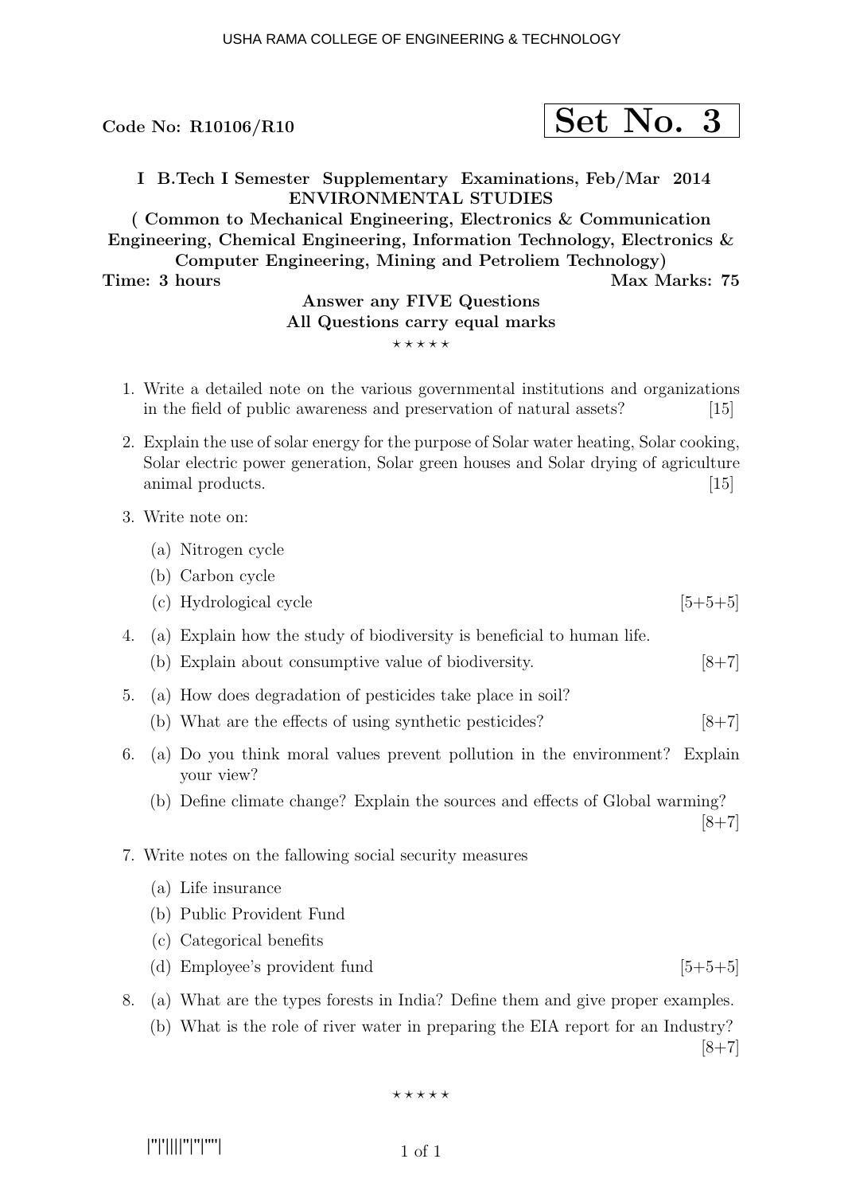Code No: R10106/R10

**Set No. 3**

**I B.Tech I Semester Supplementary Examinations, Feb/Mar 2014**
**ENVIRONMENTAL STUDIES**
**( Common to Mechanical Engineering, Electronics & Communication Engineering, Chemical Engineering, Information Technology, Electronics & Computer Engineering, Mining and Petroliem Technology)**

**Time: 3 hours** **Max Marks: 75**

**Answer any FIVE Questions**
**All Questions carry equal marks**

⋆ ⋆ ⋆ ⋆ ⋆

1. Write a detailed note on the various governmental institutions and organizations in the field of public awareness and preservation of natural assets? [15]

2. Explain the use of solar energy for the purpose of Solar water heating, Solar cooking, Solar electric power generation, Solar green houses and Solar drying of agriculture animal products. [15]

3. Write note on:
   (a) Nitrogen cycle
   (b) Carbon cycle
   (c) Hydrological cycle [5+5+5]

4. (a) Explain how the study of biodiversity is beneficial to human life.
   (b) Explain about consumptive value of biodiversity. [8+7]

5. (a) How does degradation of pesticides take place in soil?
   (b) What are the effects of using synthetic pesticides? [8+7]

6. (a) Do you think moral values prevent pollution in the environment? Explain your view?
   (b) Define climate change? Explain the sources and effects of Global warming? [8+7]

7. Write notes on the fallowing social security measures
   (a) Life insurance
   (b) Public Provident Fund
   (c) Categorical benefits
   (d) Employee's provident fund [5+5+5]

8. (a) What are the types forests in India? Define them and give proper examples.
   (b) What is the role of river water in preparing the EIA report for an Industry? [8+7]

⋆ ⋆ ⋆ ⋆ ⋆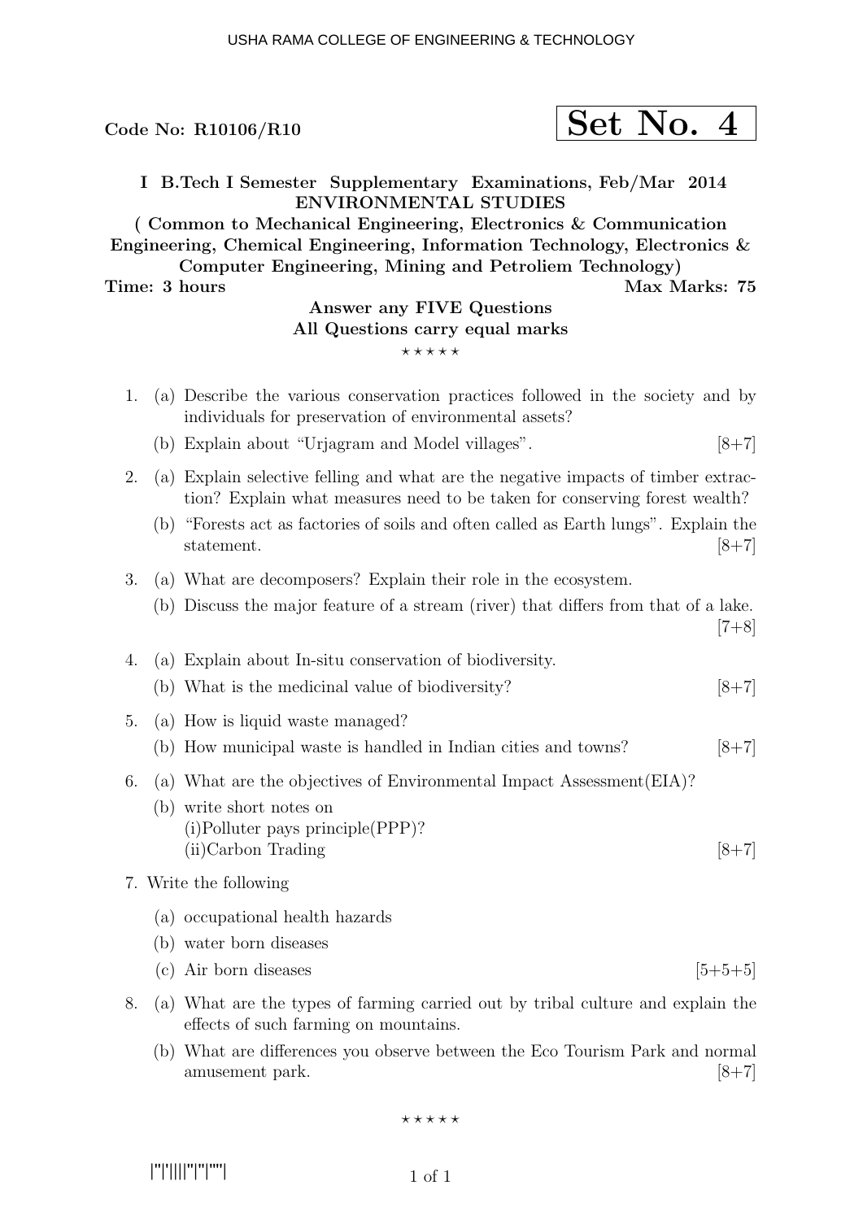Code No: R10106/R10

**Set No. 4**

**I B.Tech I Semester Supplementary Examinations, Feb/Mar 2014**
**ENVIRONMENTAL STUDIES**
**( Common to Mechanical Engineering, Electronics & Communication Engineering, Chemical Engineering, Information Technology, Electronics & Computer Engineering, Mining and Petroliem Technology)**

**Time: 3 hours** | **Max Marks: 75**

**Answer any FIVE Questions**
**All Questions carry equal marks**

⋆ ⋆ ⋆ ⋆ ⋆

1. (a) Describe the various conservation practices followed in the society and by individuals for preservation of environmental assets?
   (b) Explain about "Urjagram and Model villages". [8+7]

2. (a) Explain selective felling and what are the negative impacts of timber extraction? Explain what measures need to be taken for conserving forest wealth?
   (b) "Forests act as factories of soils and often called as Earth lungs". Explain the statement. [8+7]

3. (a) What are decomposers? Explain their role in the ecosystem.
   (b) Discuss the major feature of a stream (river) that differs from that of a lake. [7+8]

4. (a) Explain about In-situ conservation of biodiversity.
   (b) What is the medicinal value of biodiversity? [8+7]

5. (a) How is liquid waste managed?
   (b) How municipal waste is handled in Indian cities and towns? [8+7]

6. (a) What are the objectives of Environmental Impact Assessment(EIA)?
   (b) write short notes on
   (i)Polluter pays principle(PPP)?
   (ii)Carbon Trading [8+7]

7. Write the following
   (a) occupational health hazards
   (b) water born diseases
   (c) Air born diseases [5+5+5]

8. (a) What are the types of farming carried out by tribal culture and explain the effects of such farming on mountains.
   (b) What are differences you observe between the Eco Tourism Park and normal amusement park. [8+7]

⋆ ⋆ ⋆ ⋆ ⋆